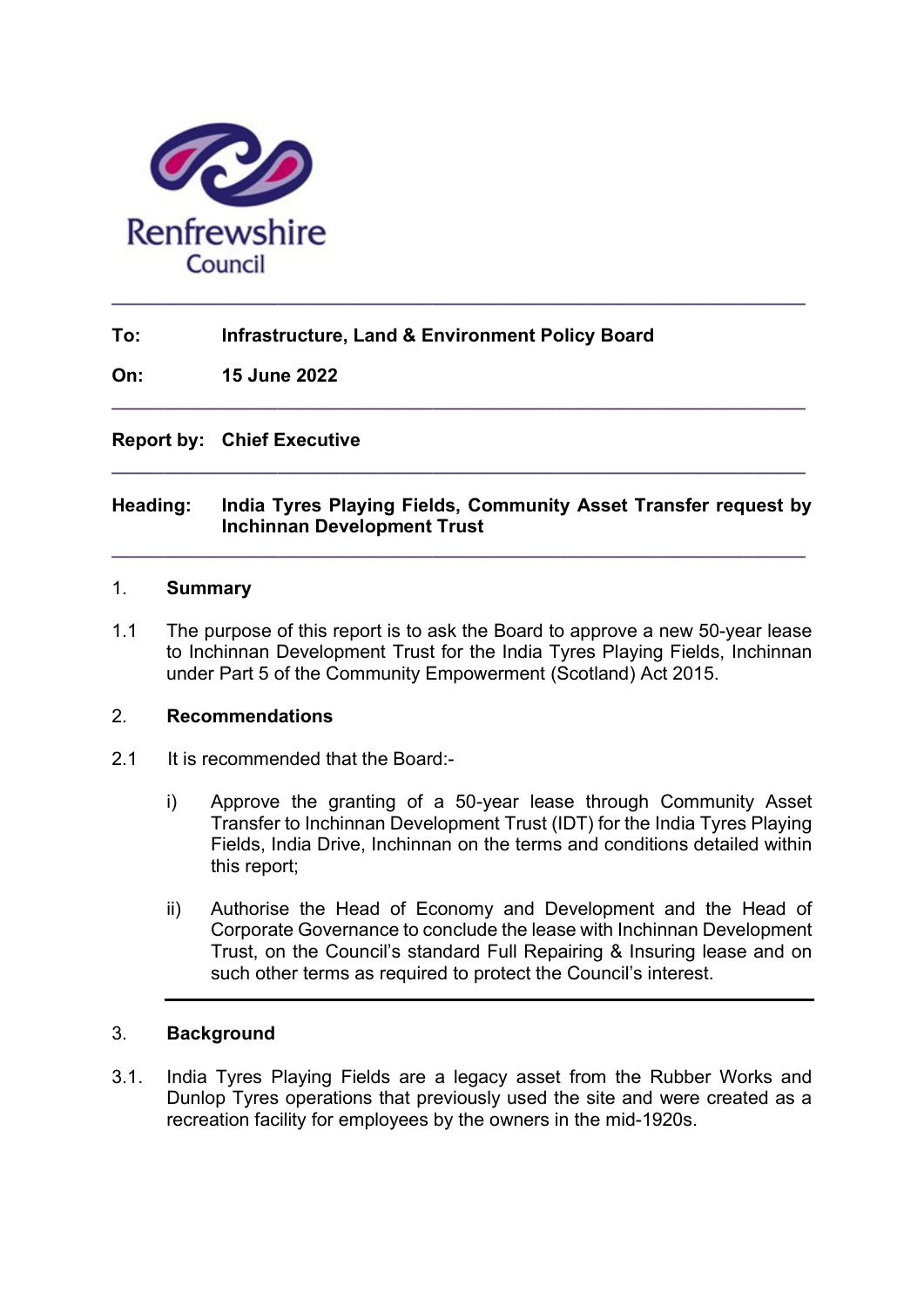Renfrewshire Council

---

**To:** Infrastructure, Land & Environment Policy Board

**On:** 15 June 2022

---

**Report by:** Chief Executive

---

**Heading:** India Tyres Playing Fields, Community Asset Transfer request by Inchinnan Development Trust

---

## 1. Summary

1.1 The purpose of this report is to ask the Board to approve a new 50-year lease to Inchinnan Development Trust for the India Tyres Playing Fields, Inchinnan under Part 5 of the Community Empowerment (Scotland) Act 2015.

## 2. Recommendations

2.1 It is recommended that the Board:-

i) Approve the granting of a 50-year lease through Community Asset Transfer to Inchinnan Development Trust (IDT) for the India Tyres Playing Fields, India Drive, Inchinnan on the terms and conditions detailed within this report;

ii) Authorise the Head of Economy and Development and the Head of Corporate Governance to conclude the lease with Inchinnan Development Trust, on the Council's standard Full Repairing & Insuring lease and on such other terms as required to protect the Council's interest.

---

## 3. Background

3.1. India Tyres Playing Fields are a legacy asset from the Rubber Works and Dunlop Tyres operations that previously used the site and were created as a recreation facility for employees by the owners in the mid-1920s.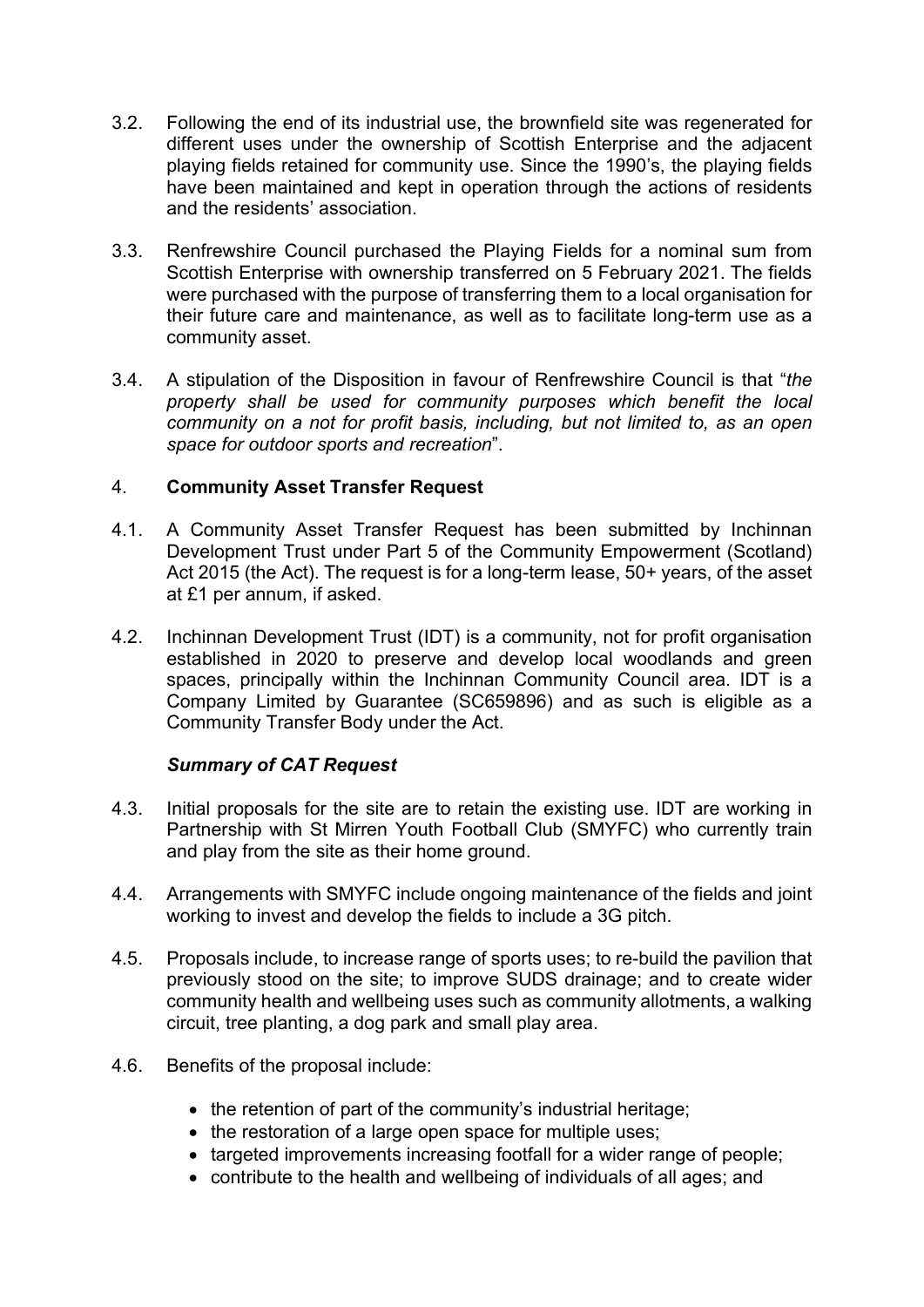3.2. Following the end of its industrial use, the brownfield site was regenerated for different uses under the ownership of Scottish Enterprise and the adjacent playing fields retained for community use. Since the 1990's, the playing fields have been maintained and kept in operation through the actions of residents and the residents' association.

3.3. Renfrewshire Council purchased the Playing Fields for a nominal sum from Scottish Enterprise with ownership transferred on 5 February 2021. The fields were purchased with the purpose of transferring them to a local organisation for their future care and maintenance, as well as to facilitate long-term use as a community asset.

3.4. A stipulation of the Disposition in favour of Renfrewshire Council is that "*the property shall be used for community purposes which benefit the local community on a not for profit basis, including, but not limited to, as an open space for outdoor sports and recreation*".

## 4. Community Asset Transfer Request

4.1. A Community Asset Transfer Request has been submitted by Inchinnan Development Trust under Part 5 of the Community Empowerment (Scotland) Act 2015 (the Act). The request is for a long-term lease, 50+ years, of the asset at £1 per annum, if asked.

4.2. Inchinnan Development Trust (IDT) is a community, not for profit organisation established in 2020 to preserve and develop local woodlands and green spaces, principally within the Inchinnan Community Council area. IDT is a Company Limited by Guarantee (SC659896) and as such is eligible as a Community Transfer Body under the Act.

### *Summary of CAT Request*

4.3. Initial proposals for the site are to retain the existing use. IDT are working in Partnership with St Mirren Youth Football Club (SMYFC) who currently train and play from the site as their home ground.

4.4. Arrangements with SMYFC include ongoing maintenance of the fields and joint working to invest and develop the fields to include a 3G pitch.

4.5. Proposals include, to increase range of sports uses; to re-build the pavilion that previously stood on the site; to improve SUDS drainage; and to create wider community health and wellbeing uses such as community allotments, a walking circuit, tree planting, a dog park and small play area.

4.6. Benefits of the proposal include:

- the retention of part of the community's industrial heritage;
- the restoration of a large open space for multiple uses;
- targeted improvements increasing footfall for a wider range of people;
- contribute to the health and wellbeing of individuals of all ages; and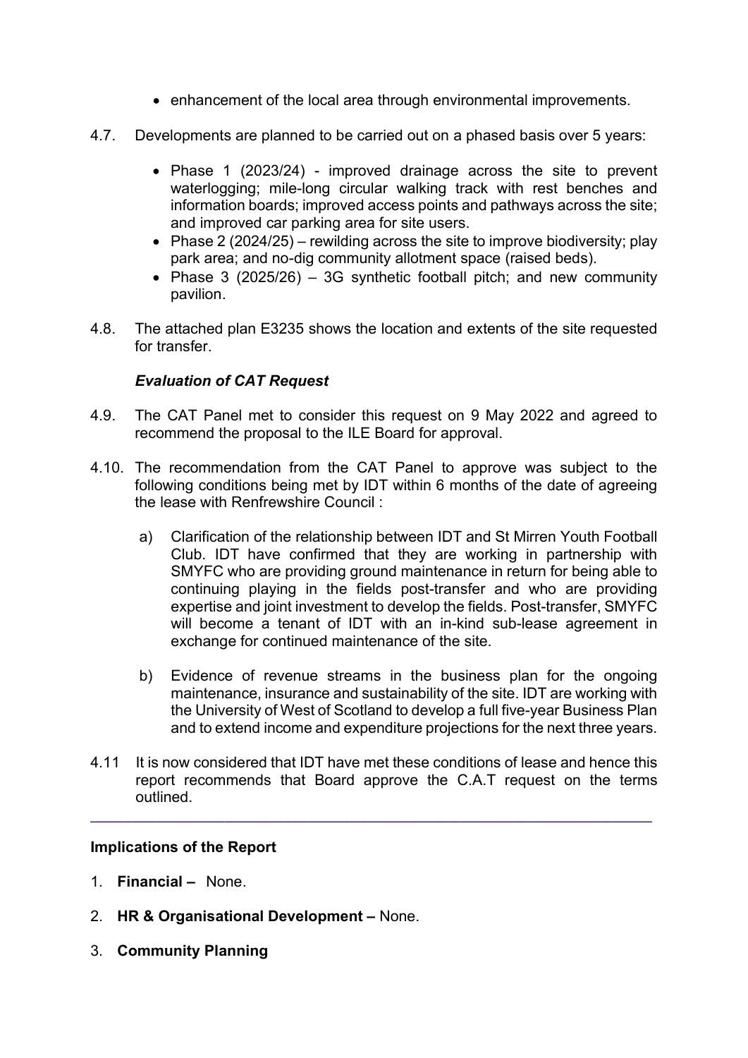- enhancement of the local area through environmental improvements.

4.7. Developments are planned to be carried out on a phased basis over 5 years:

- Phase 1 (2023/24) - improved drainage across the site to prevent waterlogging; mile-long circular walking track with rest benches and information boards; improved access points and pathways across the site; and improved car parking area for site users.
- Phase 2 (2024/25) – rewilding across the site to improve biodiversity; play park area; and no-dig community allotment space (raised beds).
- Phase 3 (2025/26) – 3G synthetic football pitch; and new community pavilion.

4.8. The attached plan E3235 shows the location and extents of the site requested for transfer.

***Evaluation of CAT Request***

4.9. The CAT Panel met to consider this request on 9 May 2022 and agreed to recommend the proposal to the ILE Board for approval.

4.10. The recommendation from the CAT Panel to approve was subject to the following conditions being met by IDT within 6 months of the date of agreeing the lease with Renfrewshire Council :

a) Clarification of the relationship between IDT and St Mirren Youth Football Club. IDT have confirmed that they are working in partnership with SMYFC who are providing ground maintenance in return for being able to continuing playing in the fields post-transfer and who are providing expertise and joint investment to develop the fields. Post-transfer, SMYFC will become a tenant of IDT with an in-kind sub-lease agreement in exchange for continued maintenance of the site.

b) Evidence of revenue streams in the business plan for the ongoing maintenance, insurance and sustainability of the site. IDT are working with the University of West of Scotland to develop a full five-year Business Plan and to extend income and expenditure projections for the next three years.

4.11 It is now considered that IDT have met these conditions of lease and hence this report recommends that Board approve the C.A.T request on the terms outlined.

---

**Implications of the Report**

1. **Financial –** None.
2. **HR & Organisational Development –** None.
3. **Community Planning**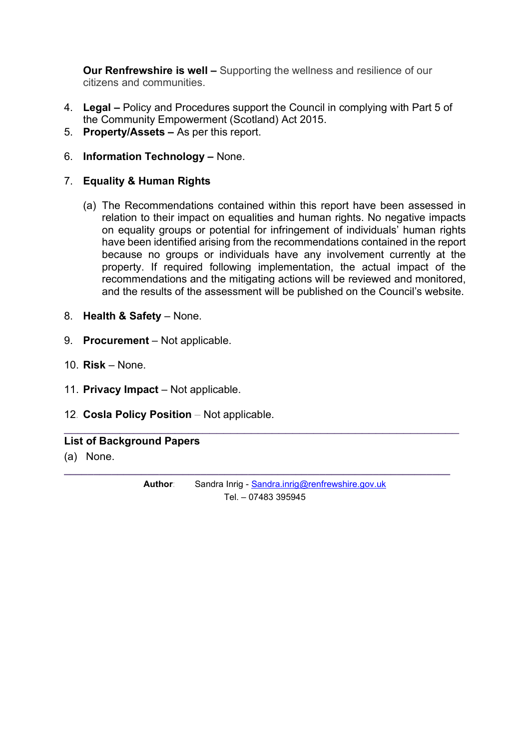**Our Renfrewshire is well –** Supporting the wellness and resilience of our citizens and communities.

4. **Legal –** Policy and Procedures support the Council in complying with Part 5 of the Community Empowerment (Scotland) Act 2015.
5. **Property/Assets –** As per this report.
6. **Information Technology –** None.
7. **Equality & Human Rights**

   (a) The Recommendations contained within this report have been assessed in relation to their impact on equalities and human rights. No negative impacts on equality groups or potential for infringement of individuals' human rights have been identified arising from the recommendations contained in the report because no groups or individuals have any involvement currently at the property. If required following implementation, the actual impact of the recommendations and the mitigating actions will be reviewed and monitored, and the results of the assessment will be published on the Council's website.

8. **Health & Safety** – None.
9. **Procurement** – Not applicable.
10. **Risk** – None.
11. **Privacy Impact** – Not applicable.
12. **Cosla Policy Position** – Not applicable.

---

**List of Background Papers**

(a) None.

---

**Author**: Sandra Inrig - Sandra.inrig@renfrewshire.gov.uk
Tel. – 07483 395945